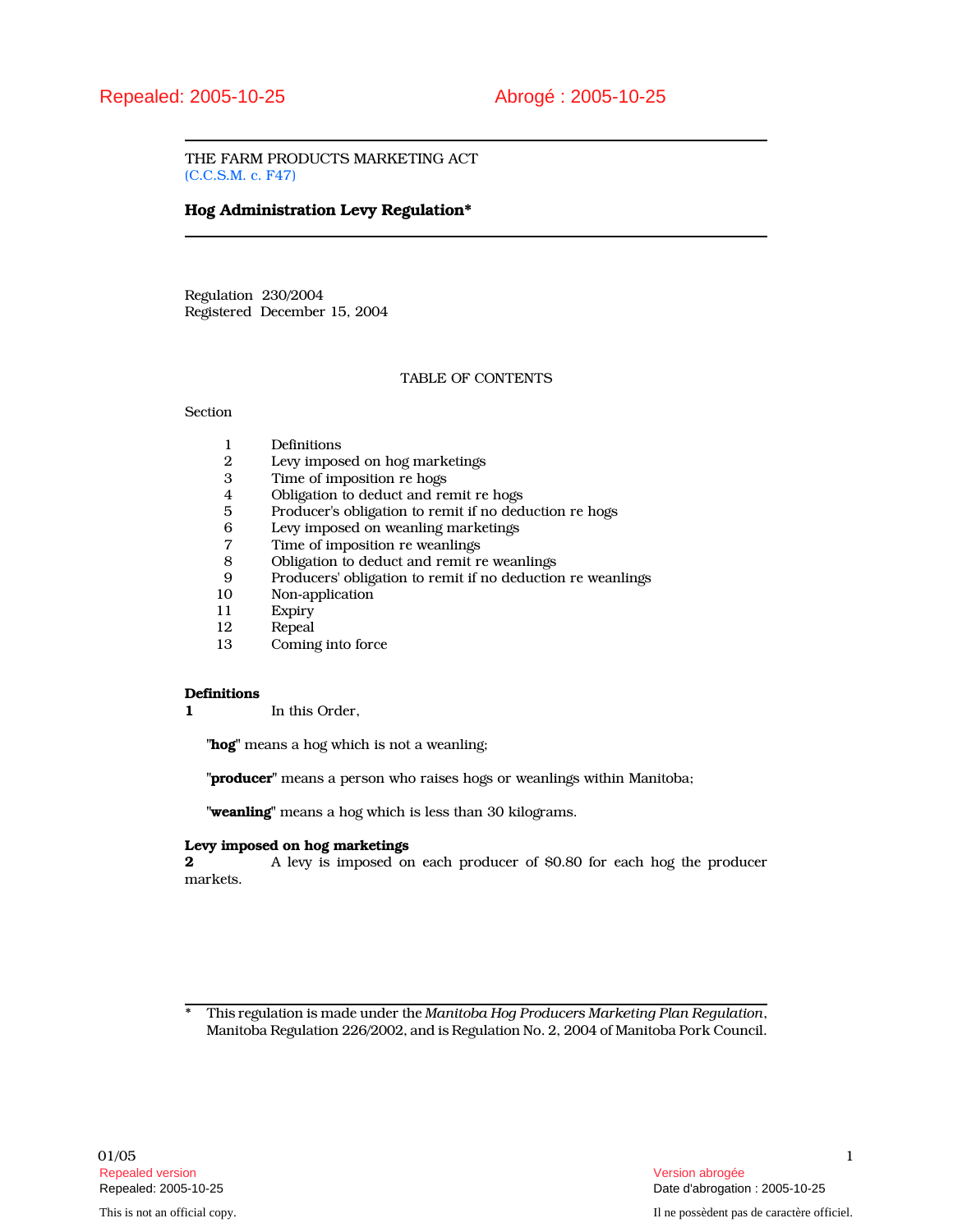Repealed: 2005-10-25 Abrogé : 2005-10-25

THE FARM PRODUCTS MARKETING ACT
(C.C.S.M. c. F47)

# Hog Administration Levy Regulation*

Regulation 230/2004
Registered December 15, 2004

TABLE OF CONTENTS

Section

| | |
|---|---|
| 1 | Definitions |
| 2 | Levy imposed on hog marketings |
| 3 | Time of imposition re hogs |
| 4 | Obligation to deduct and remit re hogs |
| 5 | Producer's obligation to remit if no deduction re hogs |
| 6 | Levy imposed on weanling marketings |
| 7 | Time of imposition re weanlings |
| 8 | Obligation to deduct and remit re weanlings |
| 9 | Producers' obligation to remit if no deduction re weanlings |
| 10 | Non-application |
| 11 | Expiry |
| 12 | Repeal |
| 13 | Coming into force |

**Definitions**
**1** In this Order,

"**hog**" means a hog which is not a weanling;

"**producer**" means a person who raises hogs or weanlings within Manitoba;

"**weanling**" means a hog which is less than 30 kilograms.

**Levy imposed on hog marketings**
**2** A levy is imposed on each producer of $0.80 for each hog the producer markets.

\* This regulation is made under the *Manitoba Hog Producers Marketing Plan Regulation*, Manitoba Regulation 226/2002, and is Regulation No. 2, 2004 of Manitoba Pork Council.

01/05

Repealed version — Version abrogée
Repealed: 2005-10-25 — Date d'abrogation : 2005-10-25

This is not an official copy. — Il ne possèdent pas de caractère officiel.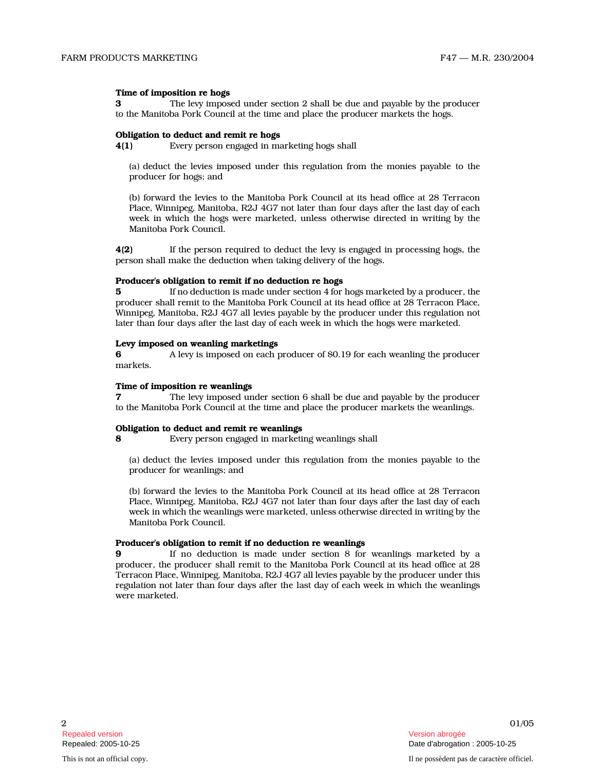**Time of imposition re hogs**

**3** The levy imposed under section 2 shall be due and payable by the producer to the Manitoba Pork Council at the time and place the producer markets the hogs.

**Obligation to deduct and remit re hogs**

**4(1)** Every person engaged in marketing hogs shall

(a) deduct the levies imposed under this regulation from the monies payable to the producer for hogs; and

(b) forward the levies to the Manitoba Pork Council at its head office at 28 Terracon Place, Winnipeg, Manitoba, R2J 4G7 not later than four days after the last day of each week in which the hogs were marketed, unless otherwise directed in writing by the Manitoba Pork Council.

**4(2)** If the person required to deduct the levy is engaged in processing hogs, the person shall make the deduction when taking delivery of the hogs.

**Producer's obligation to remit if no deduction re hogs**

**5** If no deduction is made under section 4 for hogs marketed by a producer, the producer shall remit to the Manitoba Pork Council at its head office at 28 Terracon Place, Winnipeg, Manitoba, R2J 4G7 all levies payable by the producer under this regulation not later than four days after the last day of each week in which the hogs were marketed.

**Levy imposed on weanling marketings**

**6** A levy is imposed on each producer of $0.19 for each weanling the producer markets.

**Time of imposition re weanlings**

**7** The levy imposed under section 6 shall be due and payable by the producer to the Manitoba Pork Council at the time and place the producer markets the weanlings.

**Obligation to deduct and remit re weanlings**

**8** Every person engaged in marketing weanlings shall

(a) deduct the levies imposed under this regulation from the monies payable to the producer for weanlings; and

(b) forward the levies to the Manitoba Pork Council at its head office at 28 Terracon Place, Winnipeg, Manitoba, R2J 4G7 not later than four days after the last day of each week in which the weanlings were marketed, unless otherwise directed in writing by the Manitoba Pork Council.

**Producer's obligation to remit if no deduction re weanlings**

**9** If no deduction is made under section 8 for weanlings marketed by a producer, the producer shall remit to the Manitoba Pork Council at its head office at 28 Terracon Place, Winnipeg, Manitoba, R2J 4G7 all levies payable by the producer under this regulation not later than four days after the last day of each week in which the weanlings were marketed.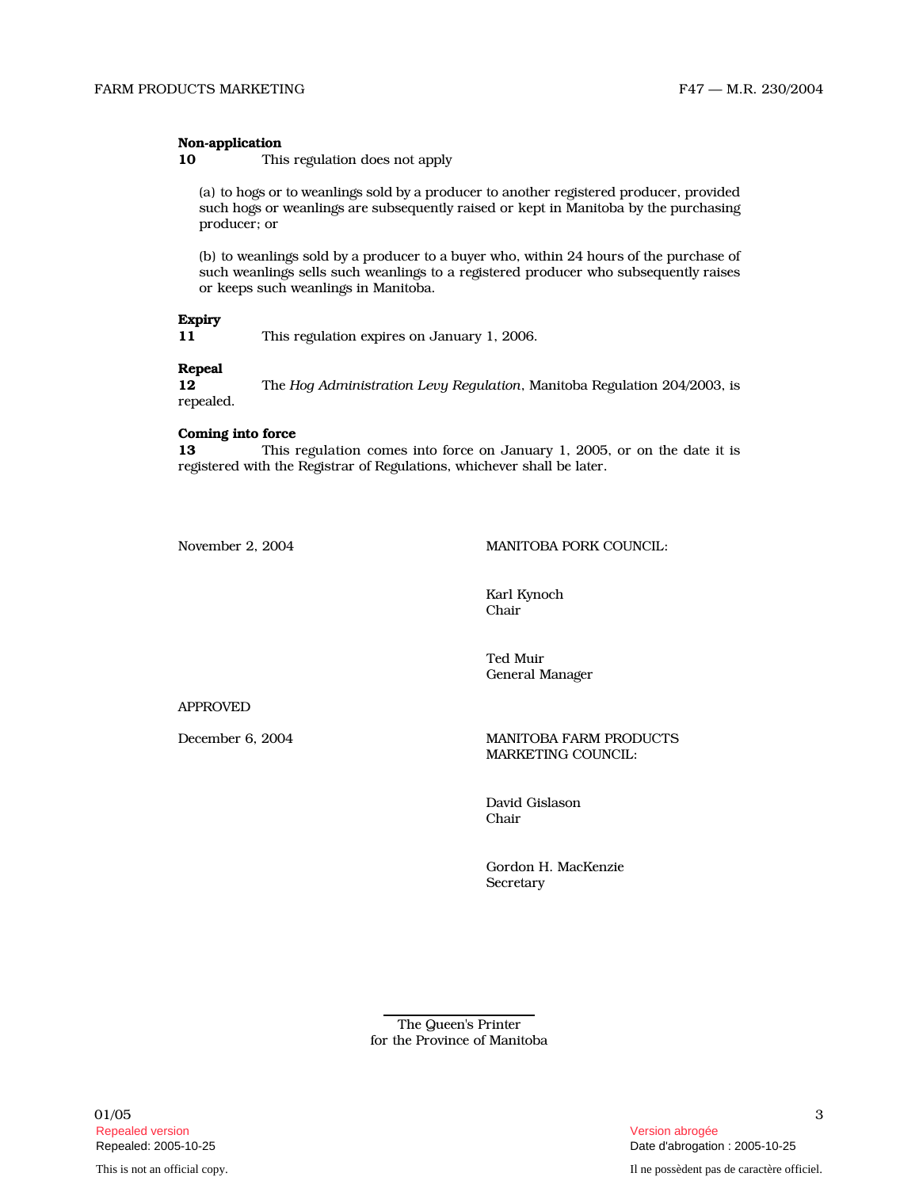**Non-application**
**10** This regulation does not apply

(a) to hogs or to weanlings sold by a producer to another registered producer, provided such hogs or weanlings are subsequently raised or kept in Manitoba by the purchasing producer; or

(b) to weanlings sold by a producer to a buyer who, within 24 hours of the purchase of such weanlings sells such weanlings to a registered producer who subsequently raises or keeps such weanlings in Manitoba.

**Expiry**
**11** This regulation expires on January 1, 2006.

**Repeal**
**12** The *Hog Administration Levy Regulation*, Manitoba Regulation 204/2003, is repealed.

**Coming into force**
**13** This regulation comes into force on January 1, 2005, or on the date it is registered with the Registrar of Regulations, whichever shall be later.

November 2, 2004

MANITOBA PORK COUNCIL:

Karl Kynoch
Chair

Ted Muir
General Manager

APPROVED

December 6, 2004

MANITOBA FARM PRODUCTS MARKETING COUNCIL:

David Gislason
Chair

Gordon H. MacKenzie
Secretary

The Queen's Printer
for the Province of Manitoba

Repealed version
Repealed: 2005-10-25

Version abrogée
Date d'abrogation : 2005-10-25

This is not an official copy.

Il ne possèdent pas de caractère officiel.